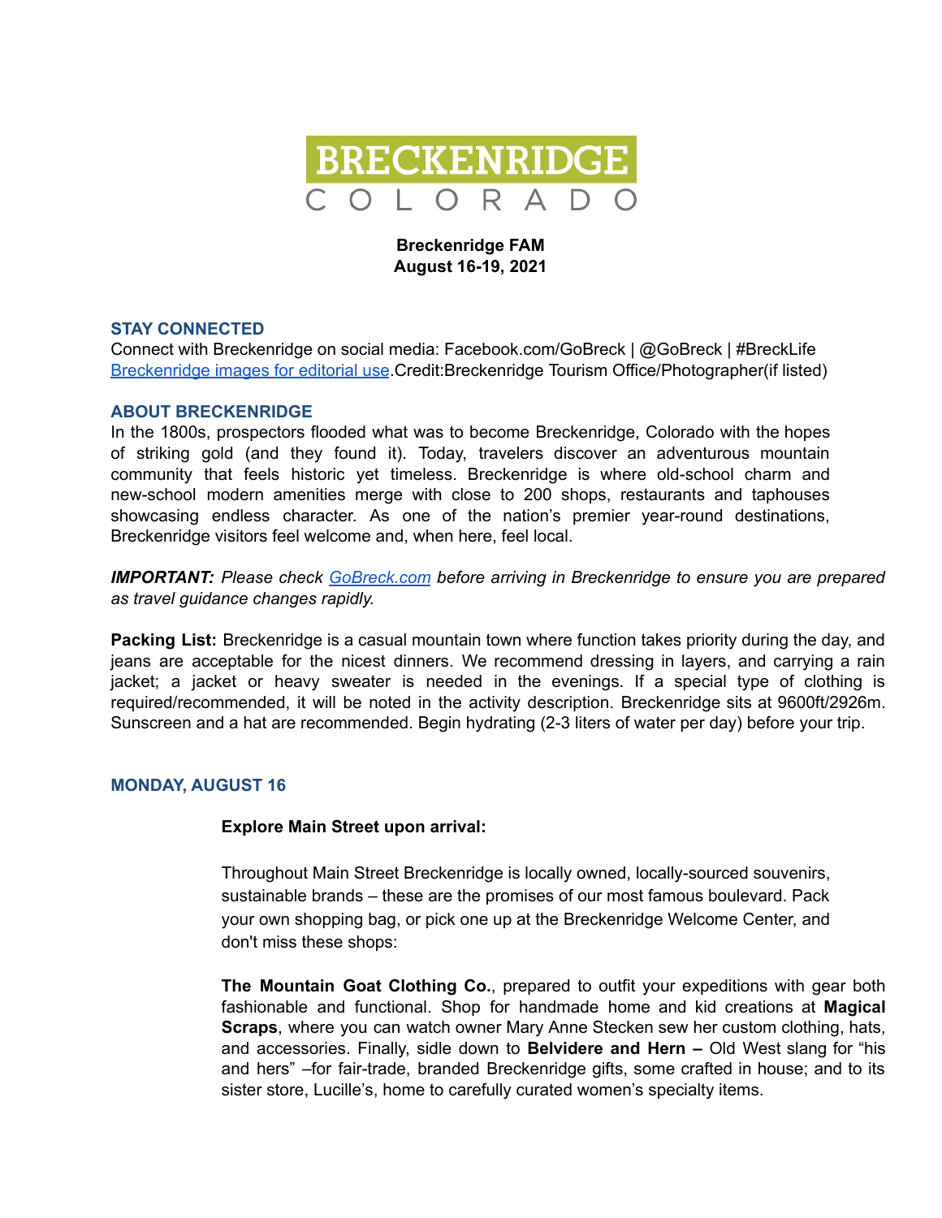# BRECKENRIDGE
COLORADO

**Breckenridge FAM**
**August 16-19, 2021**

## STAY CONNECTED

Connect with Breckenridge on social media: Facebook.com/GoBreck | @GoBreck | #BreckLife
[Breckenridge images for editorial use](). Credit: Breckenridge Tourism Office/Photographer (if listed)

## ABOUT BRECKENRIDGE

In the 1800s, prospectors flooded what was to become Breckenridge, Colorado with the hopes of striking gold (and they found it). Today, travelers discover an adventurous mountain community that feels historic yet timeless. Breckenridge is where old-school charm and new-school modern amenities merge with close to 200 shops, restaurants and taphouses showcasing endless character. As one of the nation's premier year-round destinations, Breckenridge visitors feel welcome and, when here, feel local.

***IMPORTANT:*** *Please check [GoBreck.com]() before arriving in Breckenridge to ensure you are prepared as travel guidance changes rapidly.*

**Packing List:** Breckenridge is a casual mountain town where function takes priority during the day, and jeans are acceptable for the nicest dinners. We recommend dressing in layers, and carrying a rain jacket; a jacket or heavy sweater is needed in the evenings. If a special type of clothing is required/recommended, it will be noted in the activity description. Breckenridge sits at 9600ft/2926m. Sunscreen and a hat are recommended. Begin hydrating (2-3 liters of water per day) before your trip.

## MONDAY, AUGUST 16

**Explore Main Street upon arrival:**

Throughout Main Street Breckenridge is locally owned, locally-sourced souvenirs, sustainable brands – these are the promises of our most famous boulevard. Pack your own shopping bag, or pick one up at the Breckenridge Welcome Center, and don't miss these shops:

**The Mountain Goat Clothing Co.**, prepared to outfit your expeditions with gear both fashionable and functional. Shop for handmade home and kid creations at **Magical Scraps**, where you can watch owner Mary Anne Stecken sew her custom clothing, hats, and accessories. Finally, sidle down to **Belvidere and Hern –** Old West slang for "his and hers" –for fair-trade, branded Breckenridge gifts, some crafted in house; and to its sister store, Lucille's, home to carefully curated women's specialty items.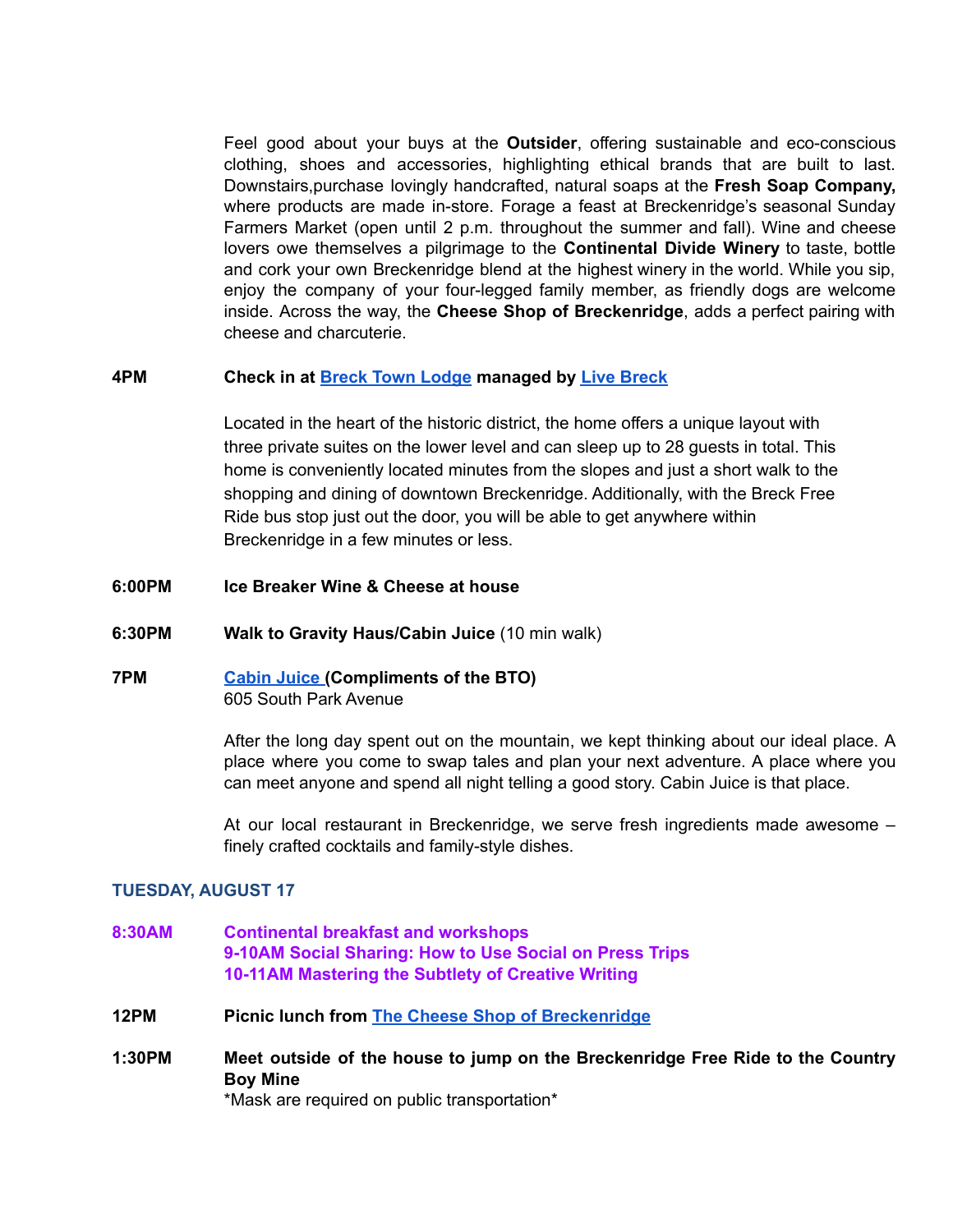Feel good about your buys at the **Outsider**, offering sustainable and eco-conscious clothing, shoes and accessories, highlighting ethical brands that are built to last. Downstairs,purchase lovingly handcrafted, natural soaps at the **Fresh Soap Company,** where products are made in-store. Forage a feast at Breckenridge's seasonal Sunday Farmers Market (open until 2 p.m. throughout the summer and fall). Wine and cheese lovers owe themselves a pilgrimage to the **Continental Divide Winery** to taste, bottle and cork your own Breckenridge blend at the highest winery in the world. While you sip, enjoy the company of your four-legged family member, as friendly dogs are welcome inside. Across the way, the **Cheese Shop of Breckenridge**, adds a perfect pairing with cheese and charcuterie.

**4PM** **Check in at Breck Town Lodge managed by Live Breck**

Located in the heart of the historic district, the home offers a unique layout with three private suites on the lower level and can sleep up to 28 guests in total. This home is conveniently located minutes from the slopes and just a short walk to the shopping and dining of downtown Breckenridge. Additionally, with the Breck Free Ride bus stop just out the door, you will be able to get anywhere within Breckenridge in a few minutes or less.

**6:00PM** **Ice Breaker Wine & Cheese at house**

**6:30PM** **Walk to Gravity Haus/Cabin Juice** (10 min walk)

**7PM** **Cabin Juice (Compliments of the BTO)**
605 South Park Avenue

After the long day spent out on the mountain, we kept thinking about our ideal place. A place where you come to swap tales and plan your next adventure. A place where you can meet anyone and spend all night telling a good story. Cabin Juice is that place.

At our local restaurant in Breckenridge, we serve fresh ingredients made awesome – finely crafted cocktails and family-style dishes.

## TUESDAY, AUGUST 17

**8:30AM** **Continental breakfast and workshops**
**9-10AM Social Sharing: How to Use Social on Press Trips**
**10-11AM Mastering the Subtlety of Creative Writing**

**12PM** **Picnic lunch from The Cheese Shop of Breckenridge**

**1:30PM** **Meet outside of the house to jump on the Breckenridge Free Ride to the Country Boy Mine**
*Mask are required on public transportation*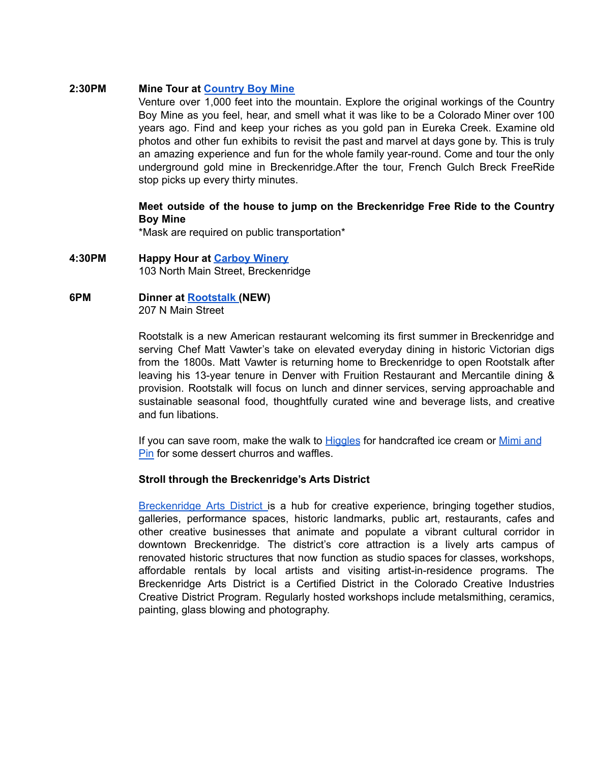**2:30PM** **Mine Tour at Country Boy Mine**

Venture over 1,000 feet into the mountain. Explore the original workings of the Country Boy Mine as you feel, hear, and smell what it was like to be a Colorado Miner over 100 years ago. Find and keep your riches as you gold pan in Eureka Creek. Examine old photos and other fun exhibits to revisit the past and marvel at days gone by. This is truly an amazing experience and fun for the whole family year-round. Come and tour the only underground gold mine in Breckenridge.After the tour, French Gulch Breck FreeRide stop picks up every thirty minutes.

**Meet outside of the house to jump on the Breckenridge Free Ride to the Country Boy Mine**

*Mask are required on public transportation*

**4:30PM** **Happy Hour at Carboy Winery**

103 North Main Street, Breckenridge

**6PM** **Dinner at Rootstalk (NEW)**

207 N Main Street

Rootstalk is a new American restaurant welcoming its first summer in Breckenridge and serving Chef Matt Vawter's take on elevated everyday dining in historic Victorian digs from the 1800s. Matt Vawter is returning home to Breckenridge to open Rootstalk after leaving his 13-year tenure in Denver with Fruition Restaurant and Mercantile dining & provision. Rootstalk will focus on lunch and dinner services, serving approachable and sustainable seasonal food, thoughtfully curated wine and beverage lists, and creative and fun libations.

If you can save room, make the walk to Higgles for handcrafted ice cream or Mimi and Pin for some dessert churros and waffles.

**Stroll through the Breckenridge's Arts District**

Breckenridge Arts District is a hub for creative experience, bringing together studios, galleries, performance spaces, historic landmarks, public art, restaurants, cafes and other creative businesses that animate and populate a vibrant cultural corridor in downtown Breckenridge. The district's core attraction is a lively arts campus of renovated historic structures that now function as studio spaces for classes, workshops, affordable rentals by local artists and visiting artist-in-residence programs. The Breckenridge Arts District is a Certified District in the Colorado Creative Industries Creative District Program. Regularly hosted workshops include metalsmithing, ceramics, painting, glass blowing and photography.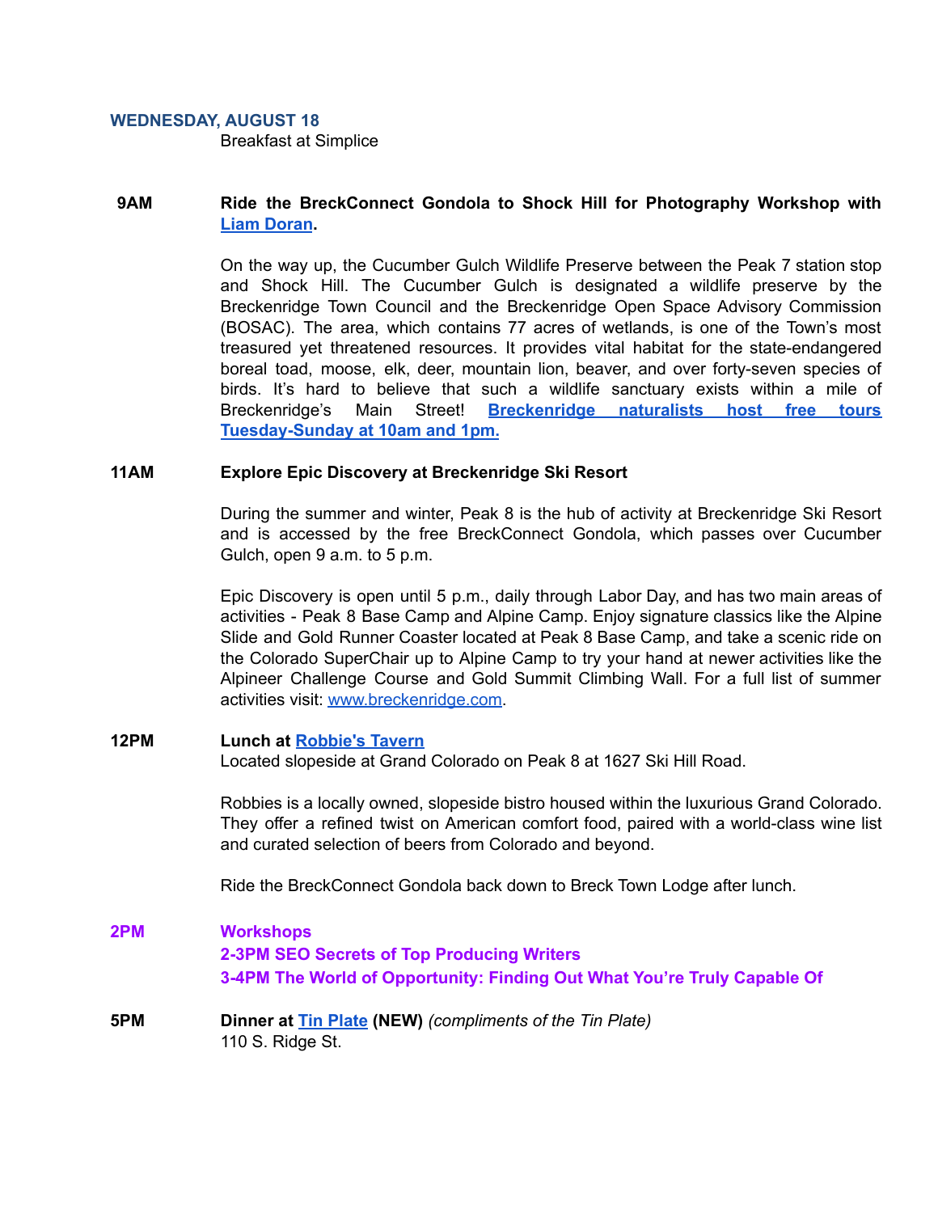### WEDNESDAY, AUGUST 18

Breakfast at Simplice

**9AM** **Ride the BreckConnect Gondola to Shock Hill for Photography Workshop with Liam Doran.**

On the way up, the Cucumber Gulch Wildlife Preserve between the Peak 7 station stop and Shock Hill. The Cucumber Gulch is designated a wildlife preserve by the Breckenridge Town Council and the Breckenridge Open Space Advisory Commission (BOSAC). The area, which contains 77 acres of wetlands, is one of the Town's most treasured yet threatened resources. It provides vital habitat for the state-endangered boreal toad, moose, elk, deer, mountain lion, beaver, and over forty-seven species of birds. It's hard to believe that such a wildlife sanctuary exists within a mile of Breckenridge's Main Street! **Breckenridge naturalists host free tours Tuesday-Sunday at 10am and 1pm.**

**11AM** **Explore Epic Discovery at Breckenridge Ski Resort**

During the summer and winter, Peak 8 is the hub of activity at Breckenridge Ski Resort and is accessed by the free BreckConnect Gondola, which passes over Cucumber Gulch, open 9 a.m. to 5 p.m.

Epic Discovery is open until 5 p.m., daily through Labor Day, and has two main areas of activities - Peak 8 Base Camp and Alpine Camp. Enjoy signature classics like the Alpine Slide and Gold Runner Coaster located at Peak 8 Base Camp, and take a scenic ride on the Colorado SuperChair up to Alpine Camp to try your hand at newer activities like the Alpineer Challenge Course and Gold Summit Climbing Wall. For a full list of summer activities visit: www.breckenridge.com.

**12PM** **Lunch at Robbie's Tavern**
Located slopeside at Grand Colorado on Peak 8 at 1627 Ski Hill Road.

Robbies is a locally owned, slopeside bistro housed within the luxurious Grand Colorado. They offer a refined twist on American comfort food, paired with a world-class wine list and curated selection of beers from Colorado and beyond.

Ride the BreckConnect Gondola back down to Breck Town Lodge after lunch.

**2PM** **Workshops**
**2-3PM SEO Secrets of Top Producing Writers**
**3-4PM The World of Opportunity: Finding Out What You're Truly Capable Of**

**5PM** **Dinner at Tin Plate (NEW)** *(compliments of the Tin Plate)*
110 S. Ridge St.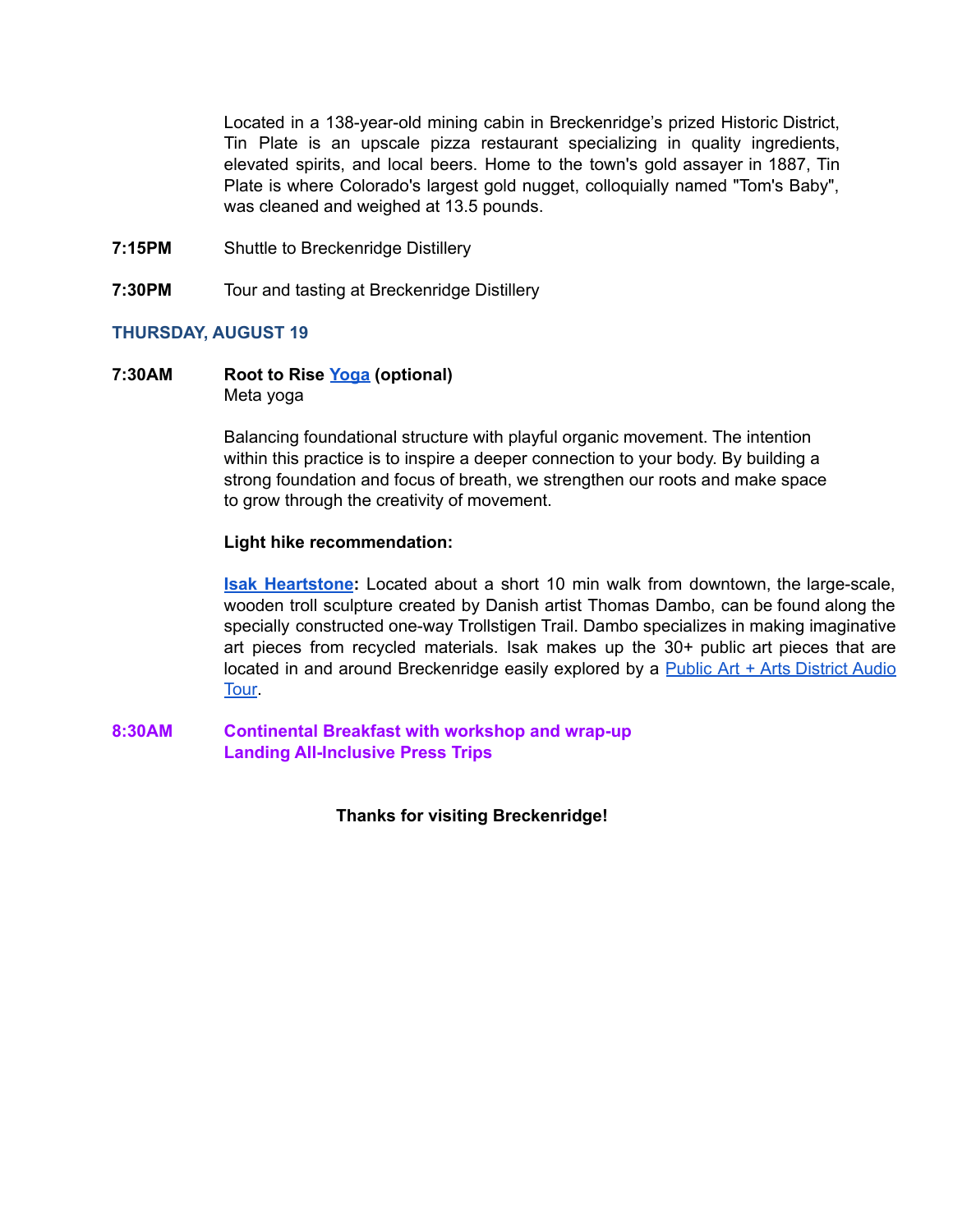Located in a 138-year-old mining cabin in Breckenridge's prized Historic District, Tin Plate is an upscale pizza restaurant specializing in quality ingredients, elevated spirits, and local beers. Home to the town's gold assayer in 1887, Tin Plate is where Colorado's largest gold nugget, colloquially named "Tom's Baby", was cleaned and weighed at 13.5 pounds.

**7:15PM** Shuttle to Breckenridge Distillery

**7:30PM** Tour and tasting at Breckenridge Distillery

## THURSDAY, AUGUST 19

**7:30AM** **Root to Rise Yoga (optional)**
Meta yoga

Balancing foundational structure with playful organic movement. The intention within this practice is to inspire a deeper connection to your body. By building a strong foundation and focus of breath, we strengthen our roots and make space to grow through the creativity of movement.

**Light hike recommendation:**

**Isak Heartstone:** Located about a short 10 min walk from downtown, the large-scale, wooden troll sculpture created by Danish artist Thomas Dambo, can be found along the specially constructed one-way Trollstigen Trail. Dambo specializes in making imaginative art pieces from recycled materials. Isak makes up the 30+ public art pieces that are located in and around Breckenridge easily explored by a Public Art + Arts District Audio Tour.

**8:30AM** **Continental Breakfast with workshop and wrap-up**
**Landing All-Inclusive Press Trips**

**Thanks for visiting Breckenridge!**